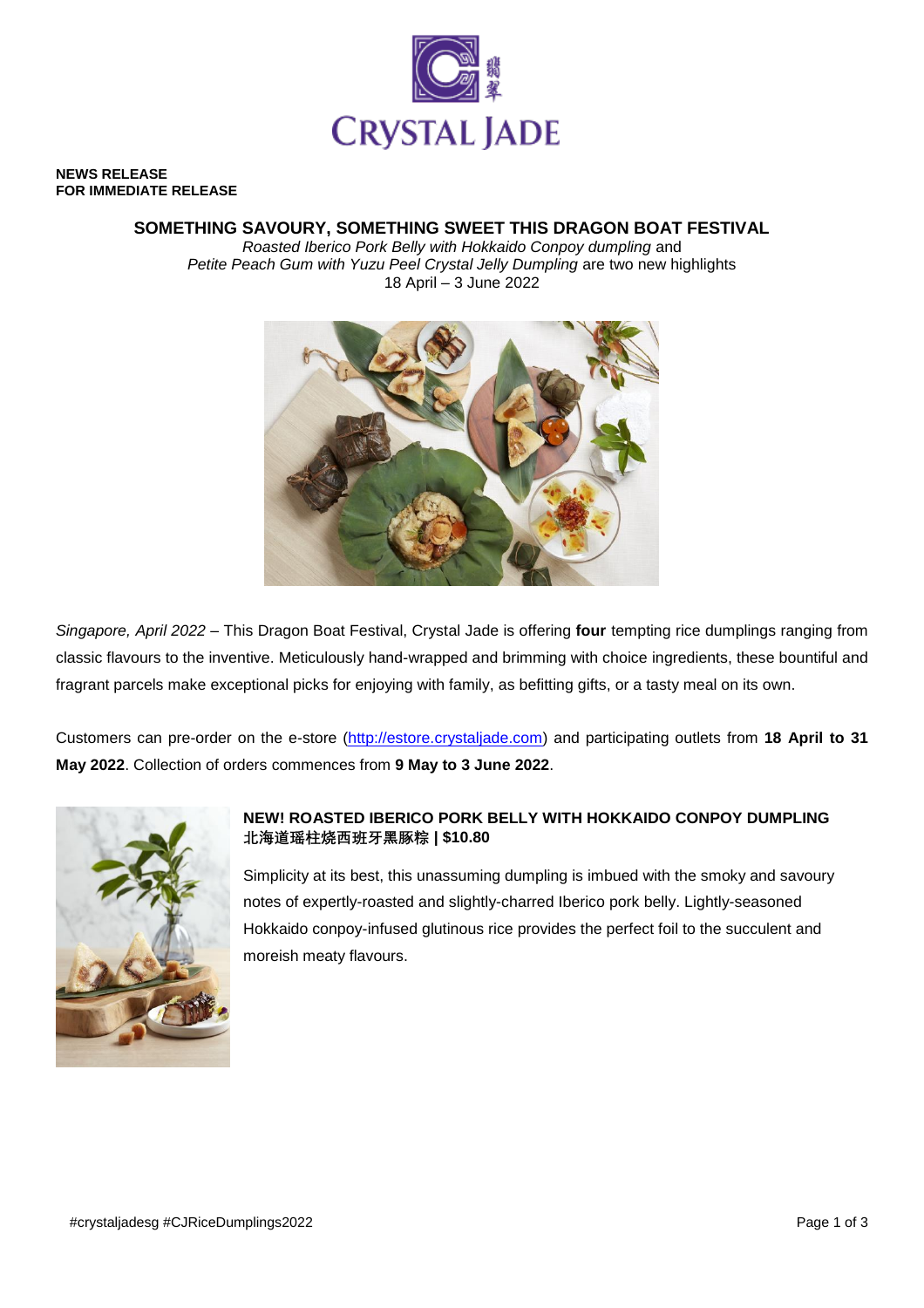CRYSTAL JADE

**NEWS RELEASE**
**FOR IMMEDIATE RELEASE**

# SOMETHING SAVOURY, SOMETHING SWEET THIS DRAGON BOAT FESTIVAL

*Roasted Iberico Pork Belly with Hokkaido Conpoy dumpling* and
*Petite Peach Gum with Yuzu Peel Crystal Jelly Dumpling* are two new highlights
18 April – 3 June 2022

*Singapore, April 2022* – This Dragon Boat Festival, Crystal Jade is offering **four** tempting rice dumplings ranging from classic flavours to the inventive. Meticulously hand-wrapped and brimming with choice ingredients, these bountiful and fragrant parcels make exceptional picks for enjoying with family, as befitting gifts, or a tasty meal on its own.

Customers can pre-order on the e-store (http://estore.crystaljade.com) and participating outlets from **18 April to 31 May 2022**. Collection of orders commences from **9 May to 3 June 2022**.

### NEW! ROASTED IBERICO PORK BELLY WITH HOKKAIDO CONPOY DUMPLING
### 北海道瑶柱烧西班牙黑豚粽 | $10.80

Simplicity at its best, this unassuming dumpling is imbued with the smoky and savoury notes of expertly-roasted and slightly-charred Iberico pork belly. Lightly-seasoned Hokkaido conpoy-infused glutinous rice provides the perfect foil to the succulent and moreish meaty flavours.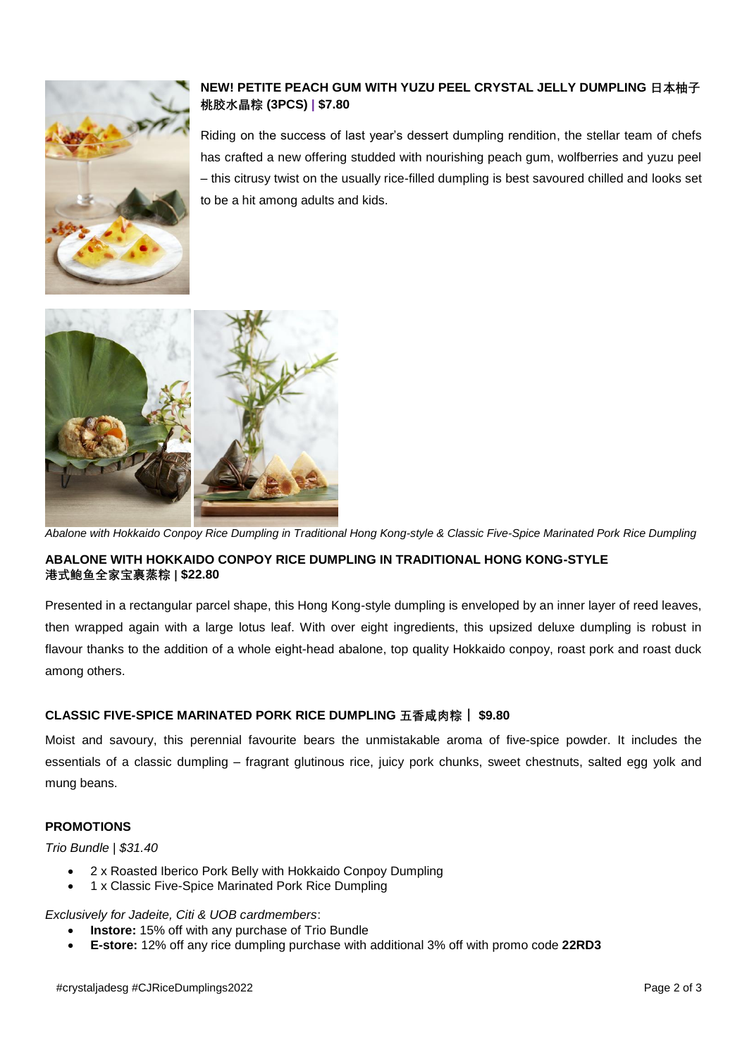### NEW! PETITE PEACH GUM WITH YUZU PEEL CRYSTAL JELLY DUMPLING 日本柚子桃胶水晶粽 (3PCS) | $7.80

Riding on the success of last year's dessert dumpling rendition, the stellar team of chefs has crafted a new offering studded with nourishing peach gum, wolfberries and yuzu peel – this citrusy twist on the usually rice-filled dumpling is best savoured chilled and looks set to be a hit among adults and kids.

*Abalone with Hokkaido Conpoy Rice Dumpling in Traditional Hong Kong-style & Classic Five-Spice Marinated Pork Rice Dumpling*

### ABALONE WITH HOKKAIDO CONPOY RICE DUMPLING IN TRADITIONAL HONG KONG-STYLE 港式鲍鱼全家宝裹蒸粽 | $22.80

Presented in a rectangular parcel shape, this Hong Kong-style dumpling is enveloped by an inner layer of reed leaves, then wrapped again with a large lotus leaf. With over eight ingredients, this upsized deluxe dumpling is robust in flavour thanks to the addition of a whole eight-head abalone, top quality Hokkaido conpoy, roast pork and roast duck among others.

### CLASSIC FIVE-SPICE MARINATED PORK RICE DUMPLING 五香咸肉粽 | $9.80

Moist and savoury, this perennial favourite bears the unmistakable aroma of five-spice powder. It includes the essentials of a classic dumpling – fragrant glutinous rice, juicy pork chunks, sweet chestnuts, salted egg yolk and mung beans.

### PROMOTIONS

*Trio Bundle | $31.40*

- 2 x Roasted Iberico Pork Belly with Hokkaido Conpoy Dumpling
- 1 x Classic Five-Spice Marinated Pork Rice Dumpling

*Exclusively for Jadeite, Citi & UOB cardmembers*:

- **Instore:** 15% off with any purchase of Trio Bundle
- **E-store:** 12% off any rice dumpling purchase with additional 3% off with promo code **22RD3**

#crystaljadesg #CJRiceDumplings2022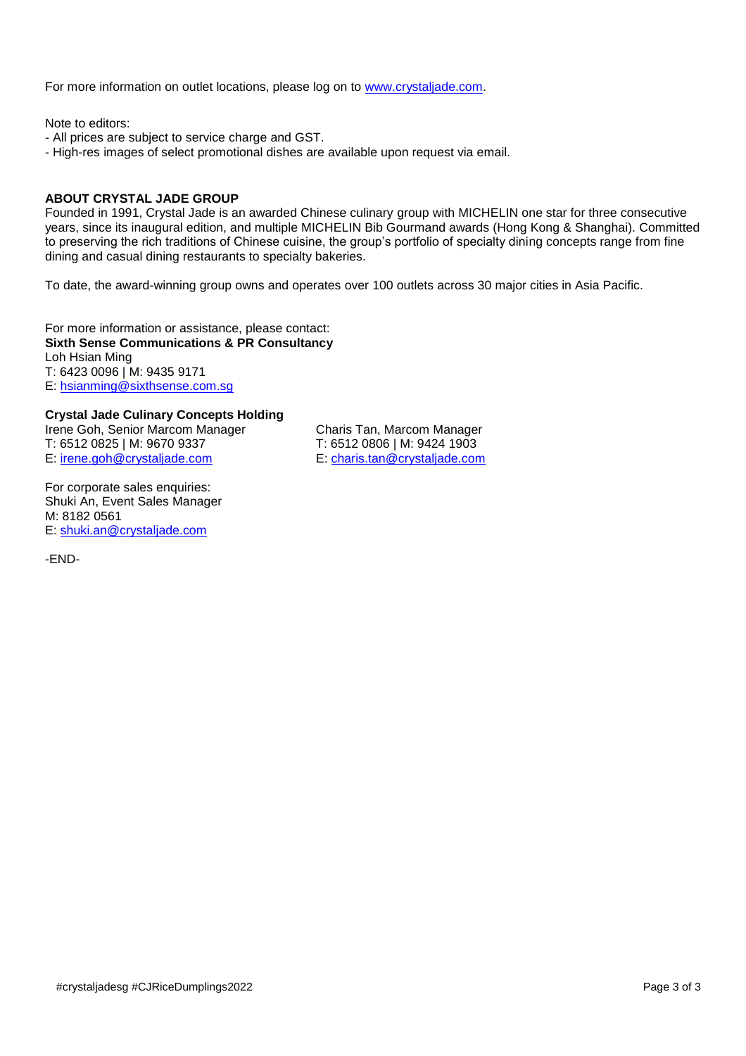For more information on outlet locations, please log on to www.crystaljade.com.

Note to editors:
- All prices are subject to service charge and GST.
- High-res images of select promotional dishes are available upon request via email.

**ABOUT CRYSTAL JADE GROUP**

Founded in 1991, Crystal Jade is an awarded Chinese culinary group with MICHELIN one star for three consecutive years, since its inaugural edition, and multiple MICHELIN Bib Gourmand awards (Hong Kong & Shanghai). Committed to preserving the rich traditions of Chinese cuisine, the group's portfolio of specialty dining concepts range from fine dining and casual dining restaurants to specialty bakeries.

To date, the award-winning group owns and operates over 100 outlets across 30 major cities in Asia Pacific.

For more information or assistance, please contact:
**Sixth Sense Communications & PR Consultancy**
Loh Hsian Ming
T: 6423 0096 | M: 9435 9171
E: hsianming@sixthsense.com.sg

**Crystal Jade Culinary Concepts Holding**

Irene Goh, Senior Marcom Manager
T: 6512 0825 | M: 9670 9337
E: irene.goh@crystaljade.com

Charis Tan, Marcom Manager
T: 6512 0806 | M: 9424 1903
E: charis.tan@crystaljade.com

For corporate sales enquiries:
Shuki An, Event Sales Manager
M: 8182 0561
E: shuki.an@crystaljade.com

-END-

#crystaljadesg #CJRiceDumplings2022